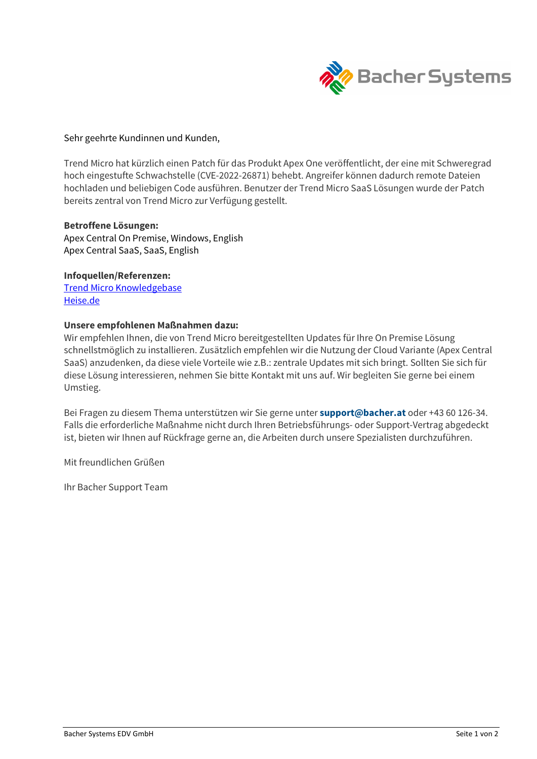Sehr geehrte Kundinnen und Kunden,

Trend Micro hat kürzlich einen Patch für das Produkt Apex One veröffentlicht, der eine mit Schweregrad hoch eingestufte Schwachstelle (CVE-2022-26871) behebt. Angreifer können dadurch remote Dateien hochladen und beliebigen Code ausführen. Benutzer der Trend Micro SaaS Lösungen wurde der Patch bereits zentral von Trend Micro zur Verfügung gestellt.

**Betroffene Lösungen:**
Apex Central On Premise, Windows, English
Apex Central SaaS, SaaS, English

**Infoquellen/Referenzen:**
Trend Micro Knowledgebase
Heise.de

**Unsere empfohlenen Maßnahmen dazu:**
Wir empfehlen Ihnen, die von Trend Micro bereitgestellten Updates für Ihre On Premise Lösung schnellstmöglich zu installieren. Zusätzlich empfehlen wir die Nutzung der Cloud Variante (Apex Central SaaS) anzudenken, da diese viele Vorteile wie z.B.: zentrale Updates mit sich bringt. Sollten Sie sich für diese Lösung interessieren, nehmen Sie bitte Kontakt mit uns auf. Wir begleiten Sie gerne bei einem Umstieg.

Bei Fragen zu diesem Thema unterstützen wir Sie gerne unter **support@bacher.at** oder +43 60 126-34. Falls die erforderliche Maßnahme nicht durch Ihren Betriebsführungs- oder Support-Vertrag abgedeckt ist, bieten wir Ihnen auf Rückfrage gerne an, die Arbeiten durch unsere Spezialisten durchzuführen.

Mit freundlichen Grüßen

Ihr Bacher Support Team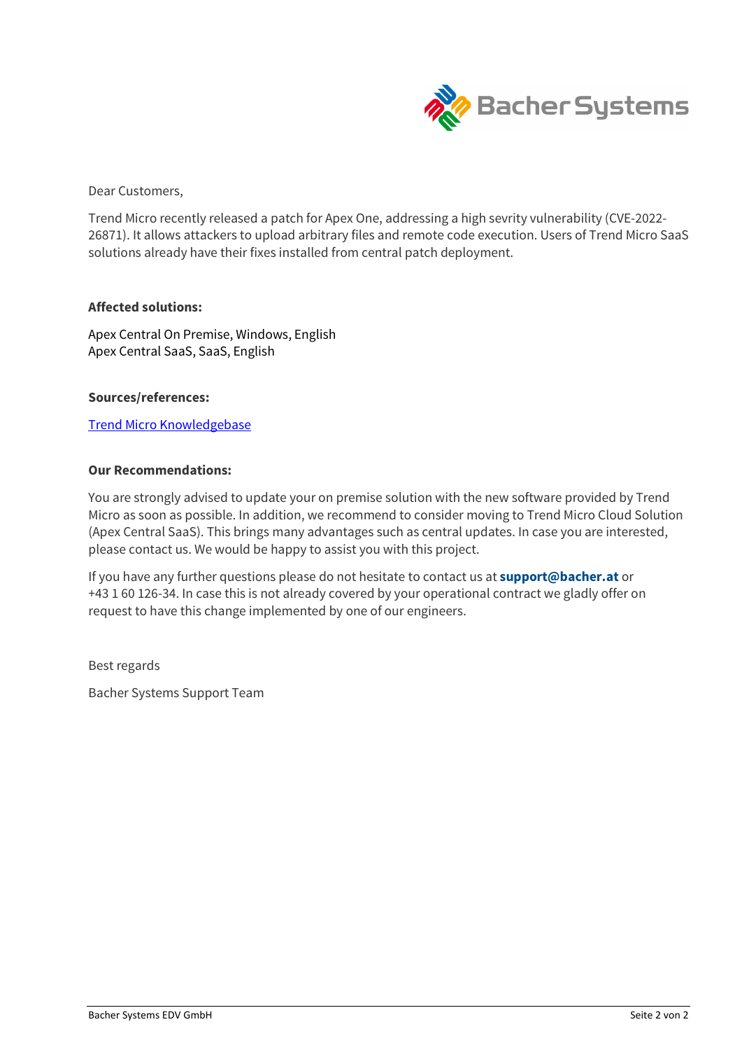Dear Customers,

Trend Micro recently released a patch for Apex One, addressing a high sevrity vulnerability (CVE-2022-26871). It allows attackers to upload arbitrary files and remote code execution. Users of Trend Micro SaaS solutions already have their fixes installed from central patch deployment.

**Affected solutions:**

Apex Central On Premise, Windows, English
Apex Central SaaS, SaaS, English

**Sources/references:**

Trend Micro Knowledgebase

**Our Recommendations:**

You are strongly advised to update your on premise solution with the new software provided by Trend Micro as soon as possible. In addition, we recommend to consider moving to Trend Micro Cloud Solution (Apex Central SaaS). This brings many advantages such as central updates. In case you are interested, please contact us. We would be happy to assist you with this project.

If you have any further questions please do not hesitate to contact us at **support@bacher.at** or +43 1 60 126-34. In case this is not already covered by your operational contract we gladly offer on request to have this change implemented by one of our engineers.

Best regards

Bacher Systems Support Team